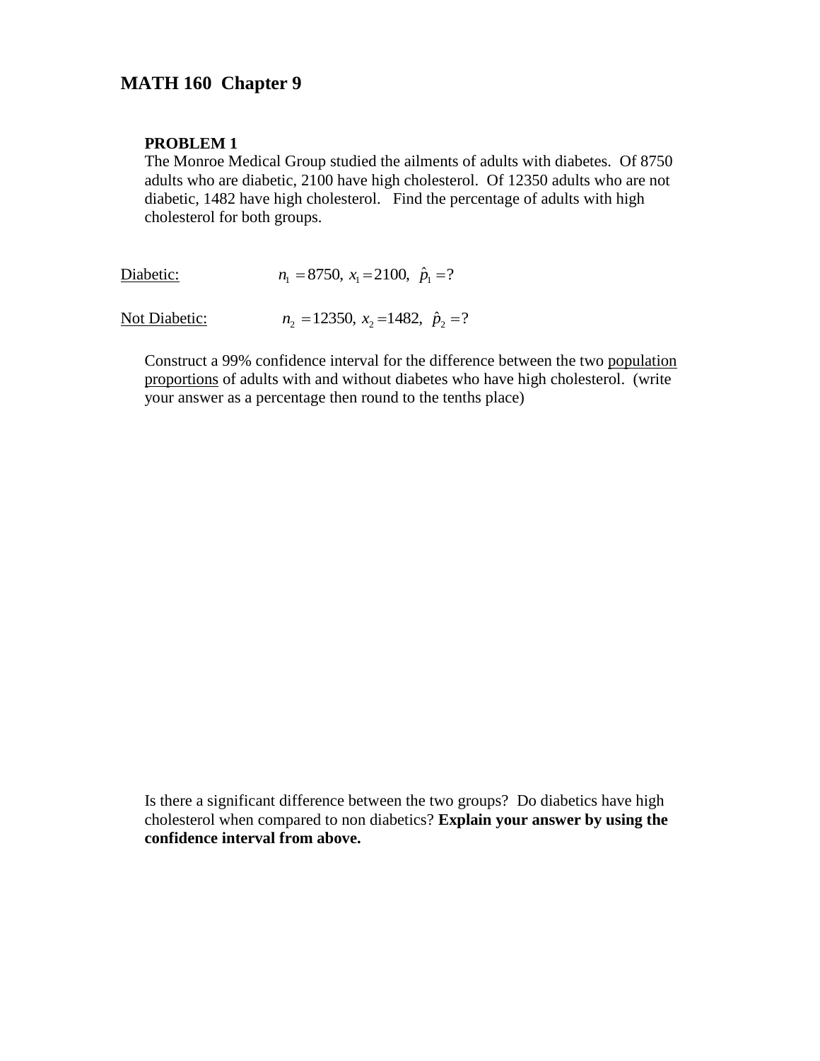# MATH 160 Chapter 9

**PROBLEM 1**

The Monroe Medical Group studied the ailments of adults with diabetes. Of 8750 adults who are diabetic, 2100 have high cholesterol. Of 12350 adults who are not diabetic, 1482 have high cholesterol. Find the percentage of adults with high cholesterol for both groups.

Diabetic: $n_1 = 8750,\ x_1 = 2100,\ \hat{p}_1 = ?$

Not Diabetic: $n_2 = 12350,\ x_2 = 1482,\ \hat{p}_2 = ?$

Construct a 99% confidence interval for the difference between the two population proportions of adults with and without diabetes who have high cholesterol. (write your answer as a percentage then round to the tenths place)

Is there a significant difference between the two groups? Do diabetics have high cholesterol when compared to non diabetics? **Explain your answer by using the confidence interval from above.**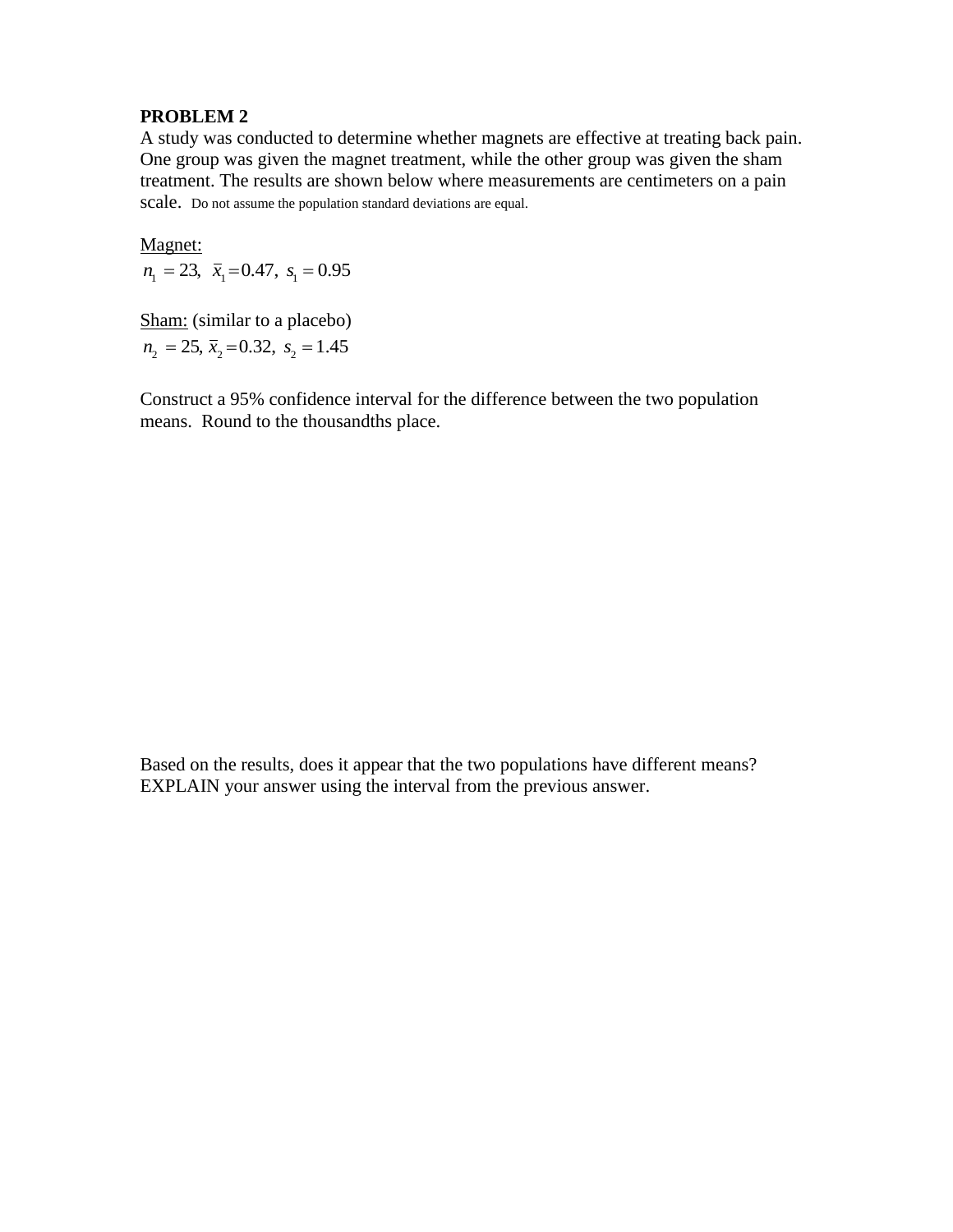**PROBLEM 2**

A study was conducted to determine whether magnets are effective at treating back pain. One group was given the magnet treatment, while the other group was given the sham treatment. The results are shown below where measurements are centimeters on a pain scale. Do not assume the population standard deviations are equal.

Magnet:

$n_1 = 23, \ \bar{x}_1 = 0.47, \ s_1 = 0.95$

Sham: (similar to a placebo)

$n_2 = 25, \ \bar{x}_2 = 0.32, \ s_2 = 1.45$

Construct a 95% confidence interval for the difference between the two population means. Round to the thousandths place.

Based on the results, does it appear that the two populations have different means? EXPLAIN your answer using the interval from the previous answer.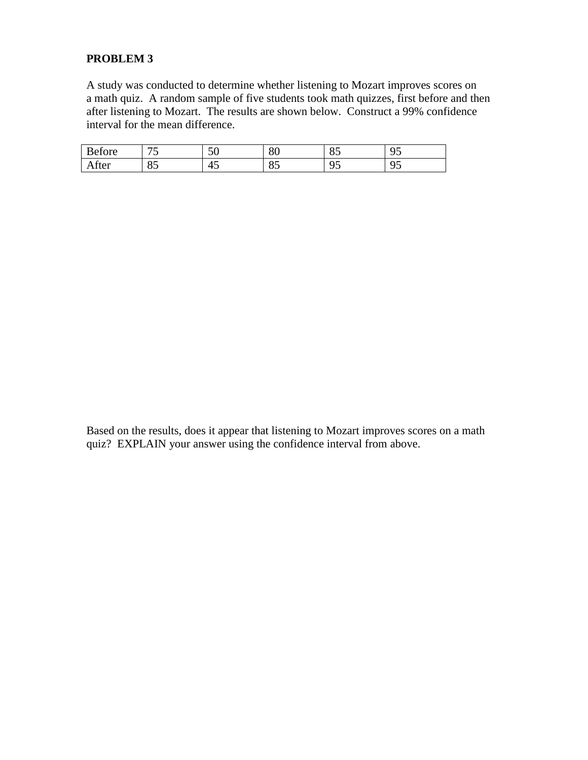**PROBLEM 3**

A study was conducted to determine whether listening to Mozart improves scores on a math quiz. A random sample of five students took math quizzes, first before and then after listening to Mozart. The results are shown below. Construct a 99% confidence interval for the mean difference.

| Before | 75 | 50 | 80 | 85 | 95 |
|---|---|---|---|---|---|
| After | 85 | 45 | 85 | 95 | 95 |

Based on the results, does it appear that listening to Mozart improves scores on a math quiz? EXPLAIN your answer using the confidence interval from above.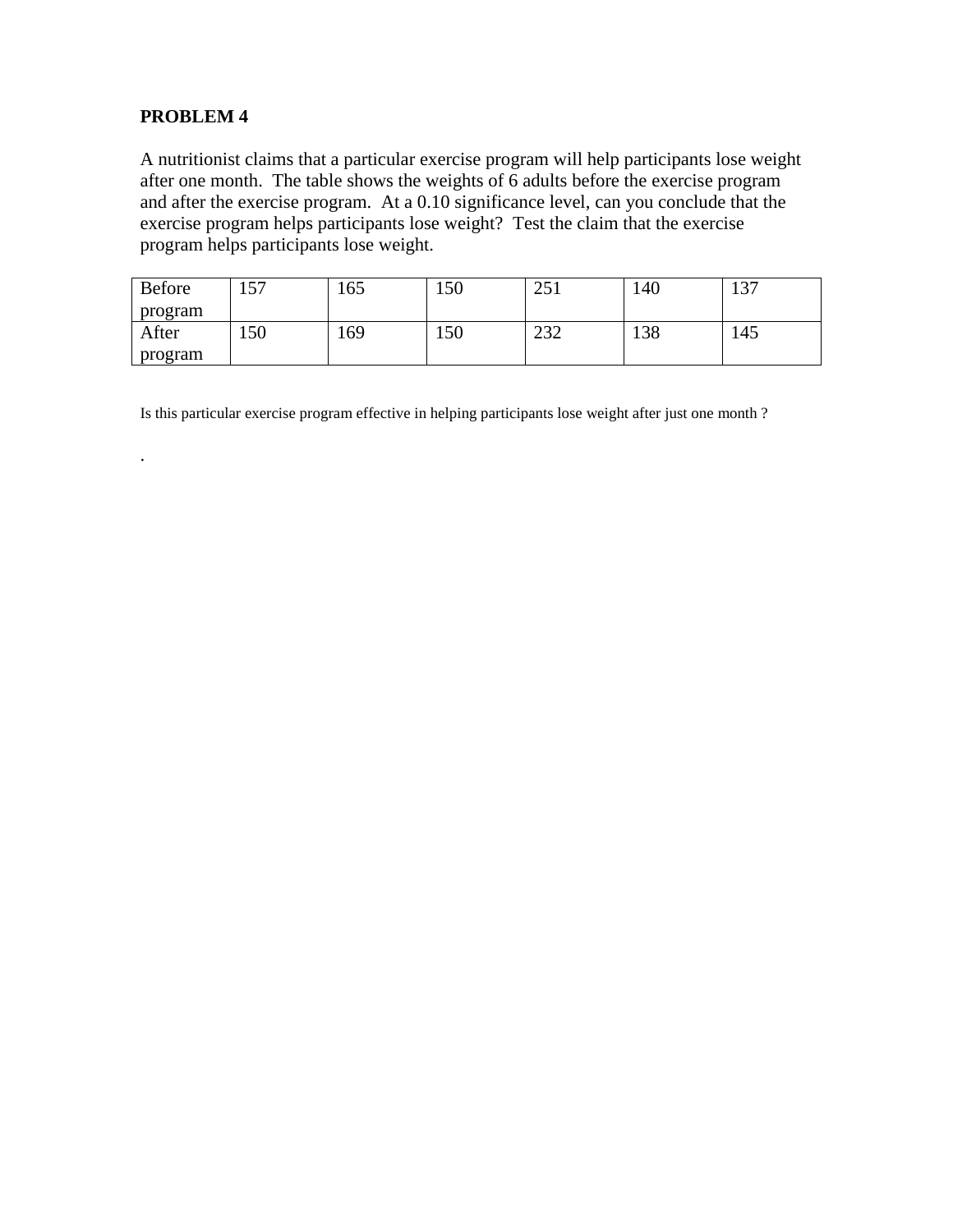**PROBLEM 4**

A nutritionist claims that a particular exercise program will help participants lose weight after one month. The table shows the weights of 6 adults before the exercise program and after the exercise program. At a 0.10 significance level, can you conclude that the exercise program helps participants lose weight? Test the claim that the exercise program helps participants lose weight.

| Before program | 157 | 165 | 150 | 251 | 140 | 137 |
|---|---|---|---|---|---|---|
| After program | 150 | 169 | 150 | 232 | 138 | 145 |

Is this particular exercise program effective in helping participants lose weight after just one month ?

.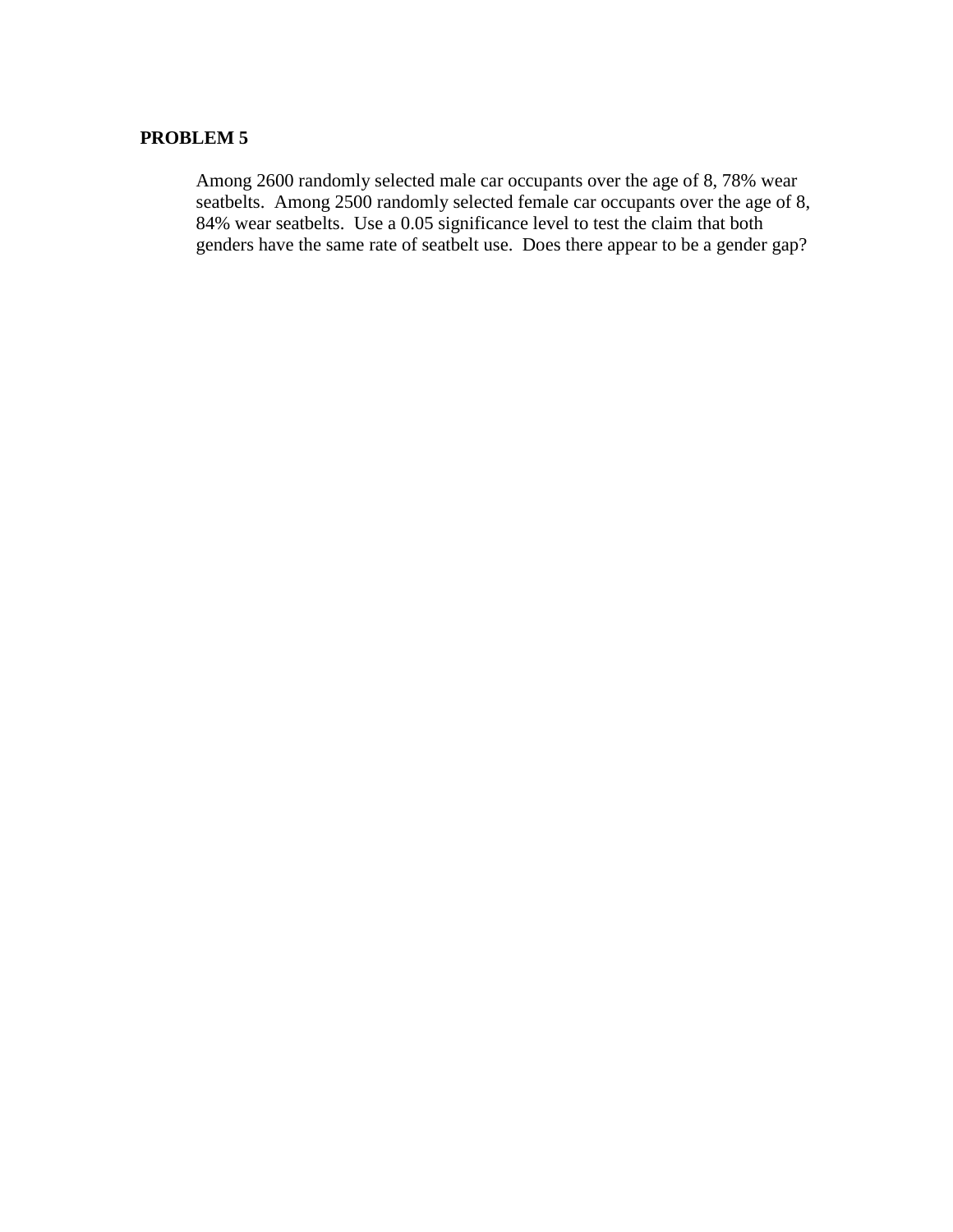**PROBLEM 5**

Among 2600 randomly selected male car occupants over the age of 8, 78% wear seatbelts. Among 2500 randomly selected female car occupants over the age of 8, 84% wear seatbelts. Use a 0.05 significance level to test the claim that both genders have the same rate of seatbelt use. Does there appear to be a gender gap?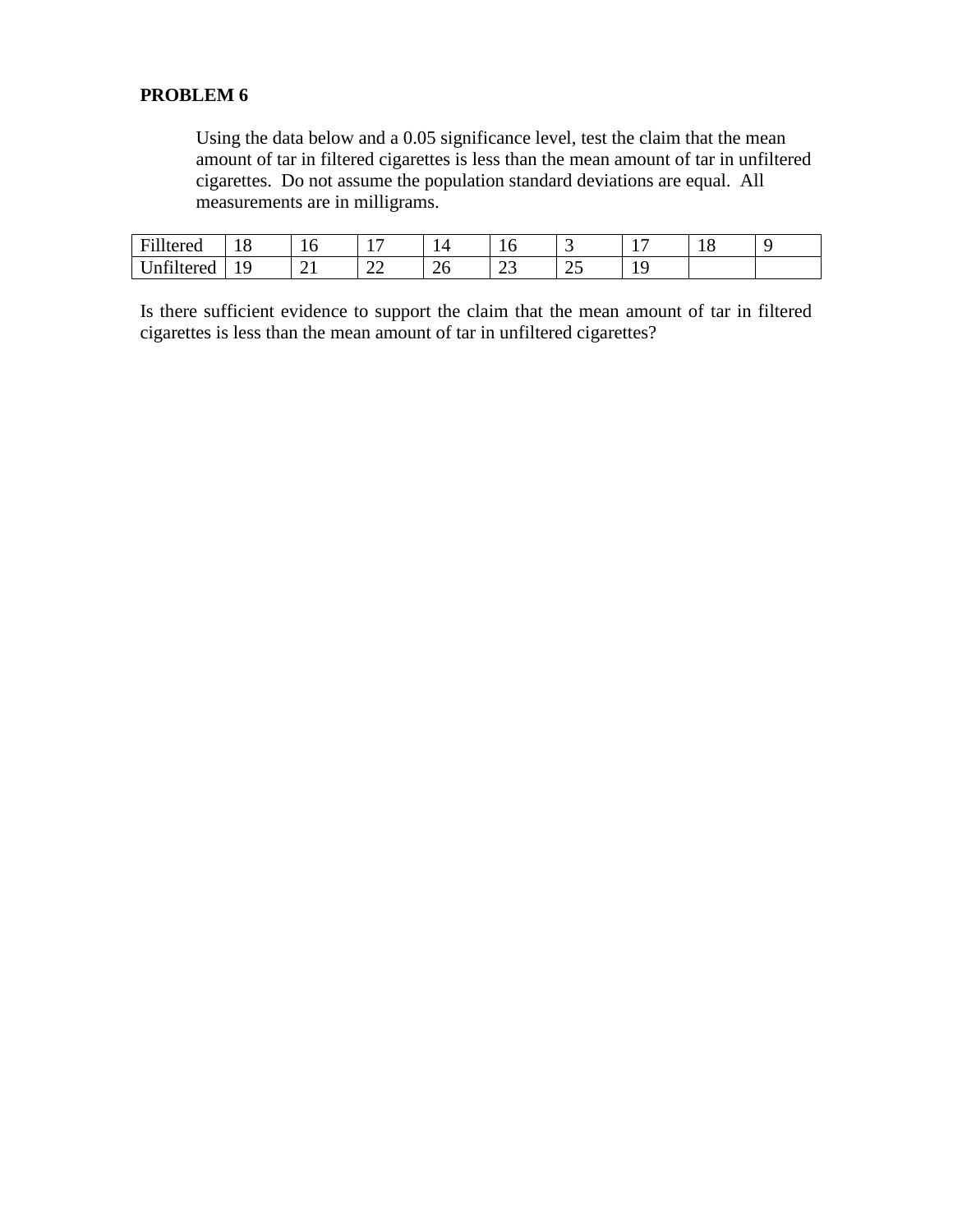**PROBLEM 6**

Using the data below and a 0.05 significance level, test the claim that the mean amount of tar in filtered cigarettes is less than the mean amount of tar in unfiltered cigarettes. Do not assume the population standard deviations are equal. All measurements are in milligrams.

| | | | | | | | | | |
|---|---|---|---|---|---|---|---|---|---|
| Filltered | 18 | 16 | 17 | 14 | 16 | 3 | 17 | 18 | 9 |
| Unfiltered | 19 | 21 | 22 | 26 | 23 | 25 | 19 | | |

Is there sufficient evidence to support the claim that the mean amount of tar in filtered cigarettes is less than the mean amount of tar in unfiltered cigarettes?